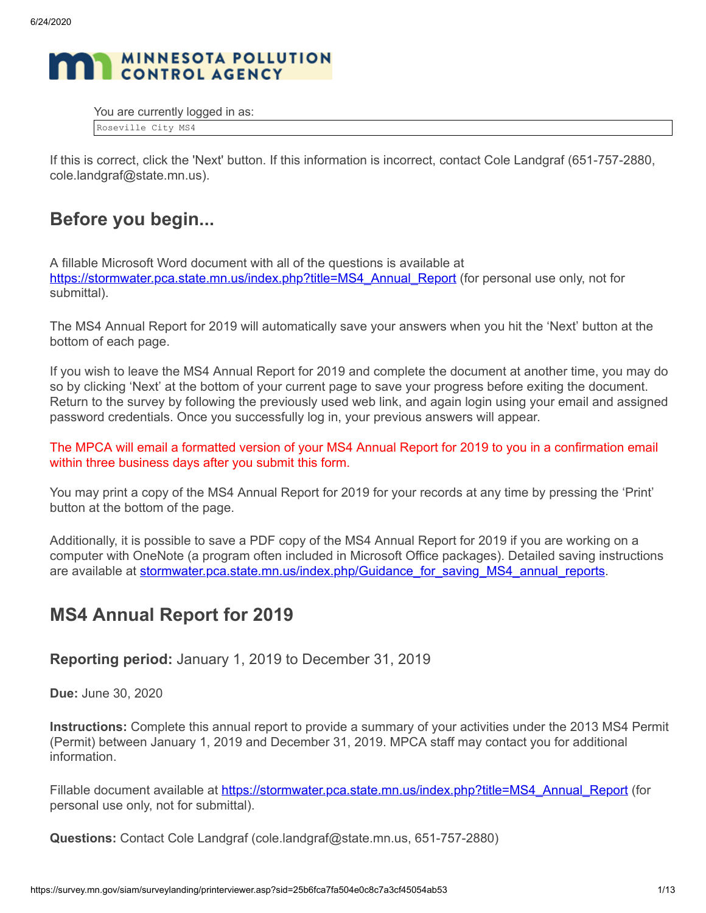MINNESOTA POLLUTION CONTROL AGENCY

You are currently logged in as:

Roseville City MS4

If this is correct, click the 'Next' button. If this information is incorrect, contact Cole Landgraf (651-757-2880, cole.landgraf@state.mn.us).

## Before you begin...

A fillable Microsoft Word document with all of the questions is available at https://stormwater.pca.state.mn.us/index.php?title=MS4_Annual_Report (for personal use only, not for submittal).

The MS4 Annual Report for 2019 will automatically save your answers when you hit the 'Next' button at the bottom of each page.

If you wish to leave the MS4 Annual Report for 2019 and complete the document at another time, you may do so by clicking 'Next' at the bottom of your current page to save your progress before exiting the document. Return to the survey by following the previously used web link, and again login using your email and assigned password credentials. Once you successfully log in, your previous answers will appear.

The MPCA will email a formatted version of your MS4 Annual Report for 2019 to you in a confirmation email within three business days after you submit this form.

You may print a copy of the MS4 Annual Report for 2019 for your records at any time by pressing the 'Print' button at the bottom of the page.

Additionally, it is possible to save a PDF copy of the MS4 Annual Report for 2019 if you are working on a computer with OneNote (a program often included in Microsoft Office packages). Detailed saving instructions are available at stormwater.pca.state.mn.us/index.php/Guidance_for_saving_MS4_annual_reports.

## MS4 Annual Report for 2019

### **Reporting period:** January 1, 2019 to December 31, 2019

**Due:** June 30, 2020

**Instructions:** Complete this annual report to provide a summary of your activities under the 2013 MS4 Permit (Permit) between January 1, 2019 and December 31, 2019. MPCA staff may contact you for additional information.

Fillable document available at https://stormwater.pca.state.mn.us/index.php?title=MS4_Annual_Report (for personal use only, not for submittal).

**Questions:** Contact Cole Landgraf (cole.landgraf@state.mn.us, 651-757-2880)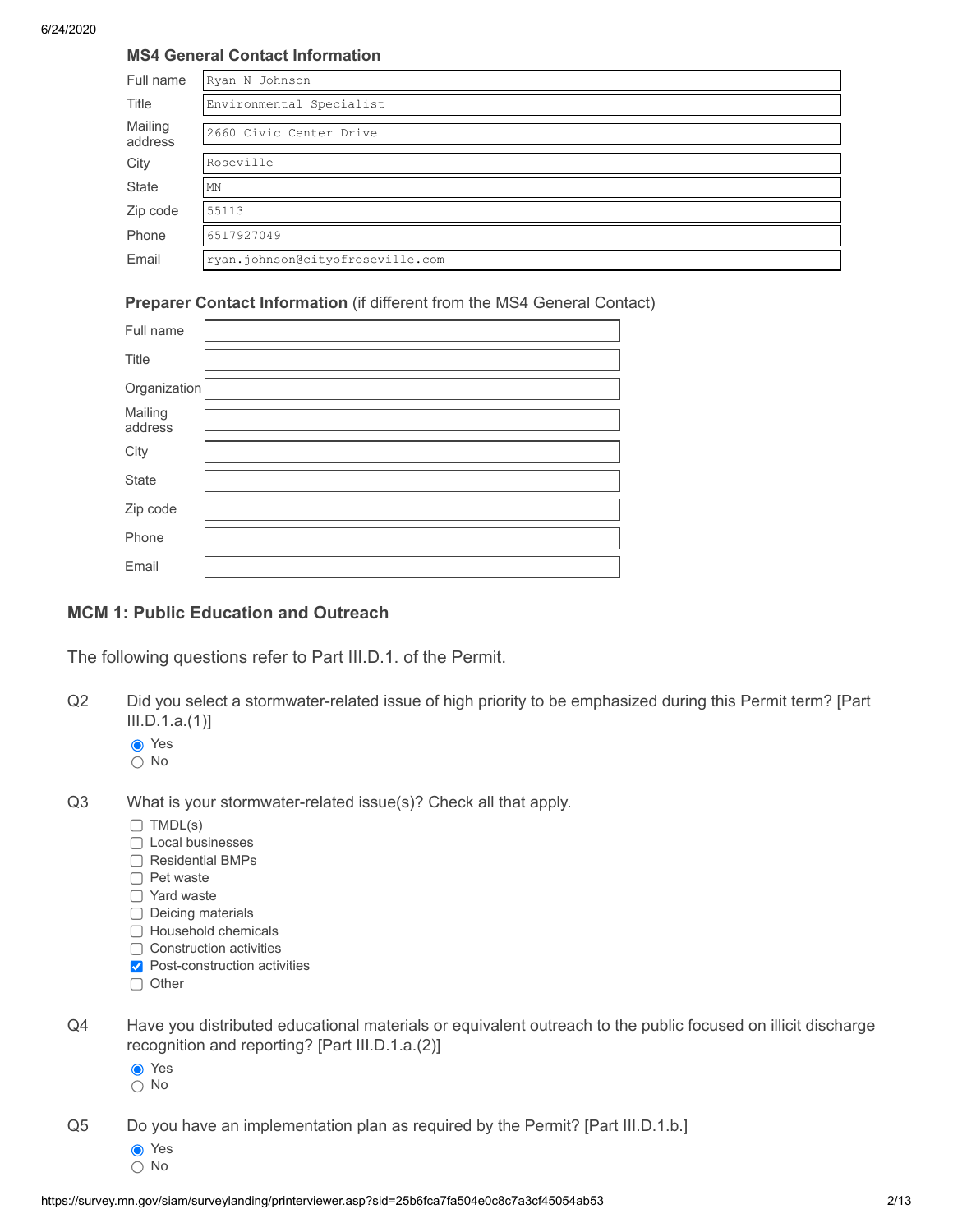### MS4 General Contact Information

| | |
|---|---|
| Full name | Ryan N Johnson |
| Title | Environmental Specialist |
| Mailing address | 2660 Civic Center Drive |
| City | Roseville |
| State | MN |
| Zip code | 55113 |
| Phone | 6517927049 |
| Email | ryan.johnson@cityofroseville.com |

### Preparer Contact Information (if different from the MS4 General Contact)

| | |
|---|---|
| Full name | |
| Title | |
| Organization | |
| Mailing address | |
| City | |
| State | |
| Zip code | |
| Phone | |
| Email | |

## MCM 1: Public Education and Outreach

The following questions refer to Part III.D.1. of the Permit.

**Q2** Did you select a stormwater-related issue of high priority to be emphasized during this Permit term? [Part III.D.1.a.(1)]

- [x] Yes
- [ ] No

**Q3** What is your stormwater-related issue(s)? Check all that apply.

- [ ] TMDL(s)
- [ ] Local businesses
- [ ] Residential BMPs
- [ ] Pet waste
- [ ] Yard waste
- [ ] Deicing materials
- [ ] Household chemicals
- [ ] Construction activities
- [x] Post-construction activities
- [ ] Other

**Q4** Have you distributed educational materials or equivalent outreach to the public focused on illicit discharge recognition and reporting? [Part III.D.1.a.(2)]

- [x] Yes
- [ ] No

**Q5** Do you have an implementation plan as required by the Permit? [Part III.D.1.b.]

- [x] Yes
- [ ] No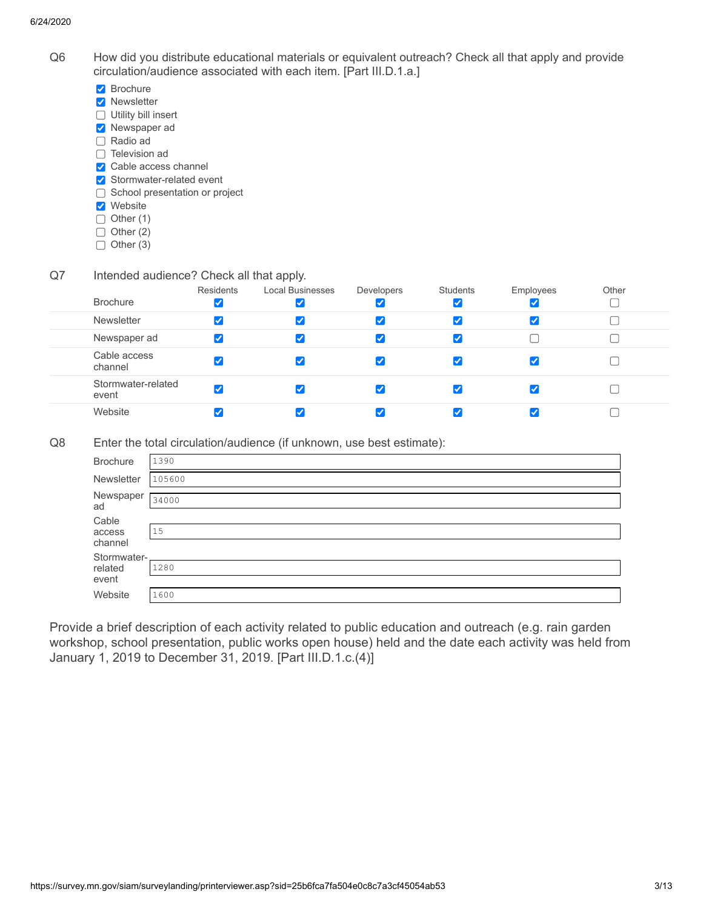Q6 How did you distribute educational materials or equivalent outreach? Check all that apply and provide circulation/audience associated with each item. [Part III.D.1.a.]

- [x] Brochure
- [x] Newsletter
- [ ] Utility bill insert
- [x] Newspaper ad
- [ ] Radio ad
- [ ] Television ad
- [x] Cable access channel
- [x] Stormwater-related event
- [ ] School presentation or project
- [x] Website
- [ ] Other (1)
- [ ] Other (2)
- [ ] Other (3)

Q7 Intended audience? Check all that apply.

| | Residents | Local Businesses | Developers | Students | Employees | Other |
|---|---|---|---|---|---|---|
| Brochure | ☑ | ☑ | ☑ | ☑ | ☑ | ☐ |
| Newsletter | ☑ | ☑ | ☑ | ☑ | ☑ | ☐ |
| Newspaper ad | ☑ | ☑ | ☑ | ☑ | ☐ | ☐ |
| Cable access channel | ☑ | ☑ | ☑ | ☑ | ☑ | ☐ |
| Stormwater-related event | ☑ | ☑ | ☑ | ☑ | ☑ | ☐ |
| Website | ☑ | ☑ | ☑ | ☑ | ☑ | ☐ |

Q8 Enter the total circulation/audience (if unknown, use best estimate):

| | |
|---|---|
| Brochure | 1390 |
| Newsletter | 105600 |
| Newspaper ad | 34000 |
| Cable access channel | 15 |
| Stormwater-related event | 1280 |
| Website | 1600 |

Provide a brief description of each activity related to public education and outreach (e.g. rain garden workshop, school presentation, public works open house) held and the date each activity was held from January 1, 2019 to December 31, 2019. [Part III.D.1.c.(4)]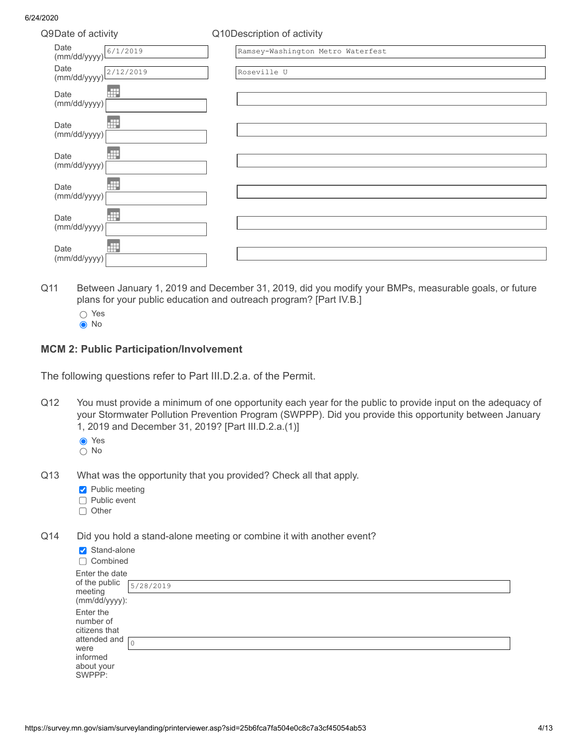| Q9 Date of activity | Q10 Description of activity |
| --- | --- |
| Date (mm/dd/yyyy) 6/1/2019 | Ramsey-Washington Metro Waterfest |
| Date (mm/dd/yyyy) 2/12/2019 | Roseville U |
| Date (mm/dd/yyyy) | |
| Date (mm/dd/yyyy) | |
| Date (mm/dd/yyyy) | |
| Date (mm/dd/yyyy) | |
| Date (mm/dd/yyyy) | |
| Date (mm/dd/yyyy) | |

Q11 Between January 1, 2019 and December 31, 2019, did you modify your BMPs, measurable goals, or future plans for your public education and outreach program? [Part IV.B.]

- ○ Yes
- ◉ No

## MCM 2: Public Participation/Involvement

The following questions refer to Part III.D.2.a. of the Permit.

Q12 You must provide a minimum of one opportunity each year for the public to provide input on the adequacy of your Stormwater Pollution Prevention Program (SWPPP). Did you provide this opportunity between January 1, 2019 and December 31, 2019? [Part III.D.2.a.(1)]

- ◉ Yes
- ○ No

Q13 What was the opportunity that you provided? Check all that apply.

- [x] Public meeting
- [ ] Public event
- [ ] Other

Q14 Did you hold a stand-alone meeting or combine it with another event?

- [x] Stand-alone
- [ ] Combined

Enter the date of the public meeting (mm/dd/yyyy): 5/28/2019

Enter the number of citizens that attended and were informed about your SWPPP: 0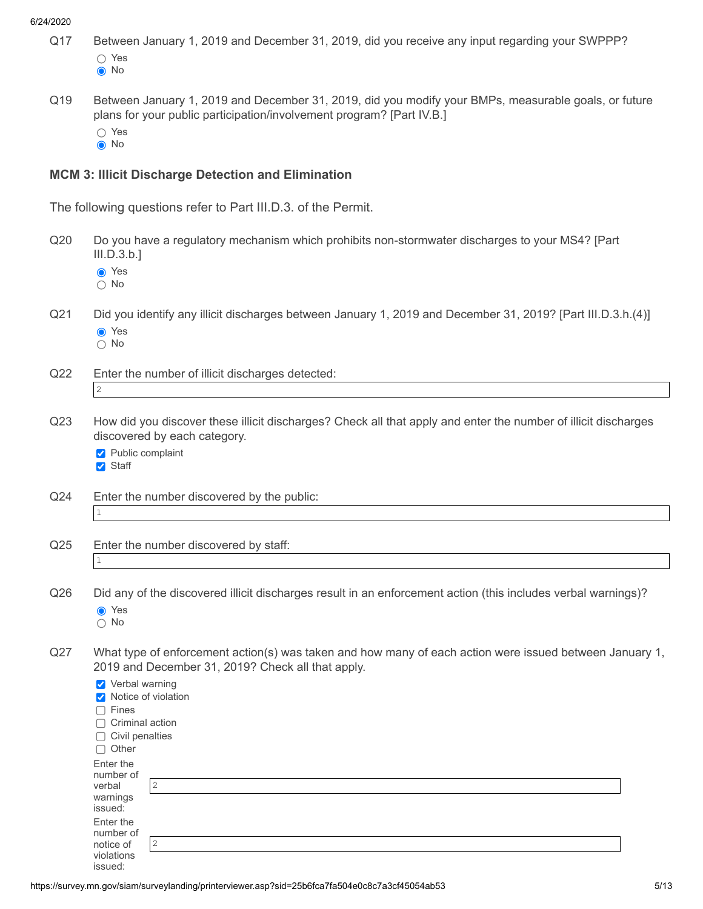Q17 Between January 1, 2019 and December 31, 2019, did you receive any input regarding your SWPPP?

- ○ Yes
- ◉ No

Q19 Between January 1, 2019 and December 31, 2019, did you modify your BMPs, measurable goals, or future plans for your public participation/involvement program? [Part IV.B.]

- ○ Yes
- ◉ No

### MCM 3: Illicit Discharge Detection and Elimination

The following questions refer to Part III.D.3. of the Permit.

Q20 Do you have a regulatory mechanism which prohibits non-stormwater discharges to your MS4? [Part III.D.3.b.]

- ◉ Yes
- ○ No

Q21 Did you identify any illicit discharges between January 1, 2019 and December 31, 2019? [Part III.D.3.h.(4)]

- ◉ Yes
- ○ No

Q22 Enter the number of illicit discharges detected:

2

Q23 How did you discover these illicit discharges? Check all that apply and enter the number of illicit discharges discovered by each category.

- ☑ Public complaint
- ☑ Staff

Q24 Enter the number discovered by the public:

1

Q25 Enter the number discovered by staff:

1

Q26 Did any of the discovered illicit discharges result in an enforcement action (this includes verbal warnings)?

- ◉ Yes
- ○ No

Q27 What type of enforcement action(s) was taken and how many of each action were issued between January 1, 2019 and December 31, 2019? Check all that apply.

- ☑ Verbal warning
- ☑ Notice of violation
- ☐ Fines
- ☐ Criminal action
- ☐ Civil penalties
- ☐ Other

Enter the number of verbal warnings issued: 2

Enter the number of notice of violations issued: 2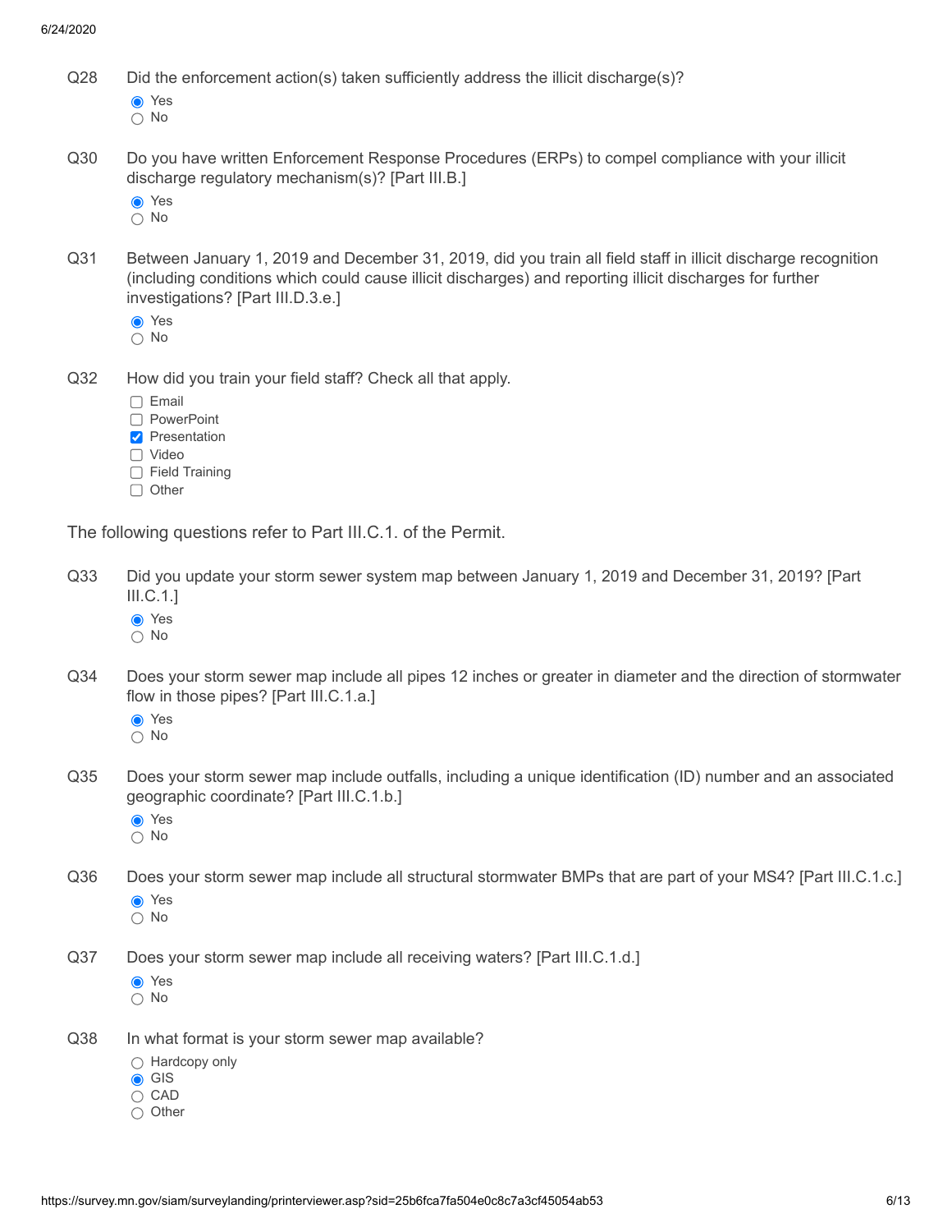Q28 Did the enforcement action(s) taken sufficiently address the illicit discharge(s)?

- (●) Yes
- ( ) No

Q30 Do you have written Enforcement Response Procedures (ERPs) to compel compliance with your illicit discharge regulatory mechanism(s)? [Part III.B.]

- (●) Yes
- ( ) No

Q31 Between January 1, 2019 and December 31, 2019, did you train all field staff in illicit discharge recognition (including conditions which could cause illicit discharges) and reporting illicit discharges for further investigations? [Part III.D.3.e.]

- (●) Yes
- ( ) No

Q32 How did you train your field staff? Check all that apply.

- [ ] Email
- [ ] PowerPoint
- [x] Presentation
- [ ] Video
- [ ] Field Training
- [ ] Other

The following questions refer to Part III.C.1. of the Permit.

Q33 Did you update your storm sewer system map between January 1, 2019 and December 31, 2019? [Part III.C.1.]

- (●) Yes
- ( ) No

Q34 Does your storm sewer map include all pipes 12 inches or greater in diameter and the direction of stormwater flow in those pipes? [Part III.C.1.a.]

- (●) Yes
- ( ) No

Q35 Does your storm sewer map include outfalls, including a unique identification (ID) number and an associated geographic coordinate? [Part III.C.1.b.]

- (●) Yes
- ( ) No

Q36 Does your storm sewer map include all structural stormwater BMPs that are part of your MS4? [Part III.C.1.c.]

- (●) Yes
- ( ) No

Q37 Does your storm sewer map include all receiving waters? [Part III.C.1.d.]

- (●) Yes
- ( ) No

Q38 In what format is your storm sewer map available?

- ( ) Hardcopy only
- (●) GIS
- ( ) CAD
- ( ) Other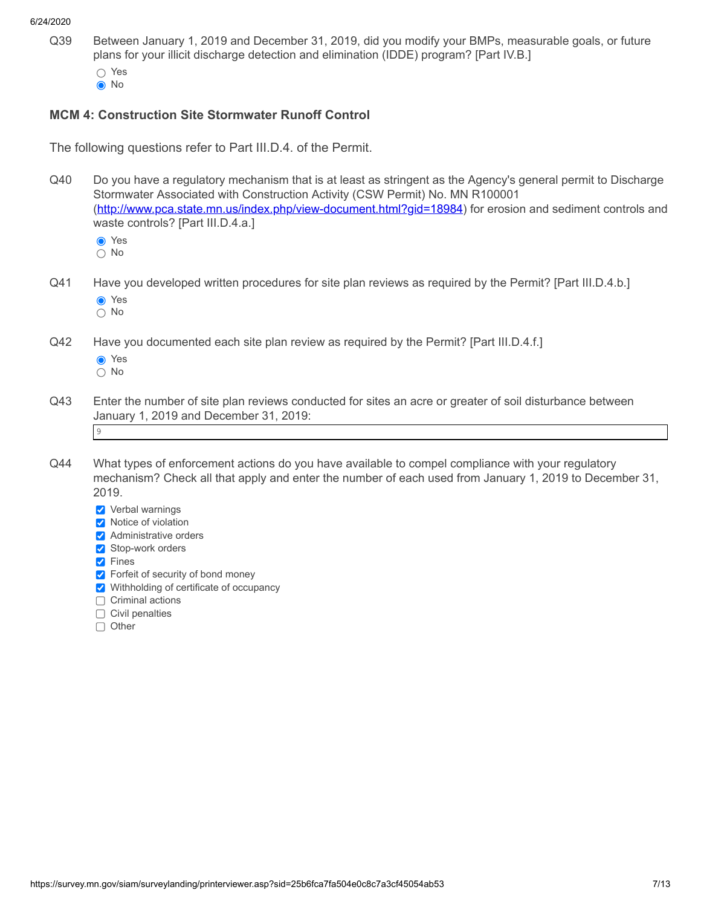Q39 Between January 1, 2019 and December 31, 2019, did you modify your BMPs, measurable goals, or future plans for your illicit discharge detection and elimination (IDDE) program? [Part IV.B.]

- ○ Yes
- ◉ No

### MCM 4: Construction Site Stormwater Runoff Control

The following questions refer to Part III.D.4. of the Permit.

Q40 Do you have a regulatory mechanism that is at least as stringent as the Agency's general permit to Discharge Stormwater Associated with Construction Activity (CSW Permit) No. MN R100001 (http://www.pca.state.mn.us/index.php/view-document.html?gid=18984) for erosion and sediment controls and waste controls? [Part III.D.4.a.]

- ◉ Yes
- ○ No

Q41 Have you developed written procedures for site plan reviews as required by the Permit? [Part III.D.4.b.]

- ◉ Yes
- ○ No

Q42 Have you documented each site plan review as required by the Permit? [Part III.D.4.f.]

- ◉ Yes
- ○ No

Q43 Enter the number of site plan reviews conducted for sites an acre or greater of soil disturbance between January 1, 2019 and December 31, 2019:

9

Q44 What types of enforcement actions do you have available to compel compliance with your regulatory mechanism? Check all that apply and enter the number of each used from January 1, 2019 to December 31, 2019.

- [x] Verbal warnings
- [x] Notice of violation
- [x] Administrative orders
- [x] Stop-work orders
- [x] Fines
- [x] Forfeit of security of bond money
- [x] Withholding of certificate of occupancy
- [ ] Criminal actions
- [ ] Civil penalties
- [ ] Other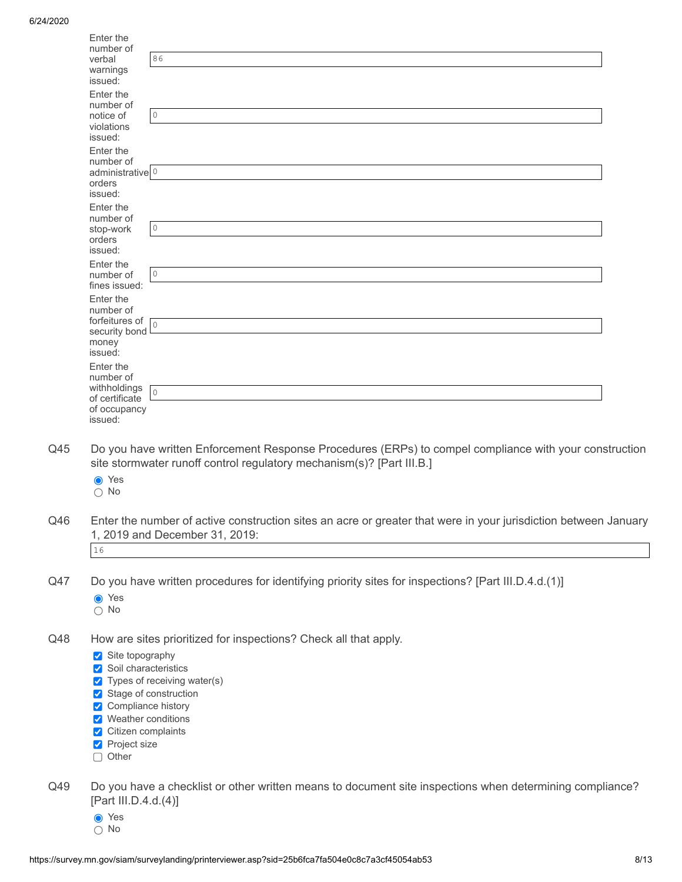Enter the number of verbal warnings issued: 86

Enter the number of notice of violations issued: 0

Enter the number of administrative orders issued: 0

Enter the number of stop-work orders issued: 0

Enter the number of fines issued: 0

Enter the number of forfeitures of security bond money issued: 0

Enter the number of withholdings of certificate of occupancy issued: 0

**Q45** Do you have written Enforcement Response Procedures (ERPs) to compel compliance with your construction site stormwater runoff control regulatory mechanism(s)? [Part III.B.]

- (●) Yes
- ( ) No

**Q46** Enter the number of active construction sites an acre or greater that were in your jurisdiction between January 1, 2019 and December 31, 2019:

16

**Q47** Do you have written procedures for identifying priority sites for inspections? [Part III.D.4.d.(1)]

- (●) Yes
- ( ) No

**Q48** How are sites prioritized for inspections? Check all that apply.

- [x] Site topography
- [x] Soil characteristics
- [x] Types of receiving water(s)
- [x] Stage of construction
- [x] Compliance history
- [x] Weather conditions
- [x] Citizen complaints
- [x] Project size
- [ ] Other

**Q49** Do you have a checklist or other written means to document site inspections when determining compliance? [Part III.D.4.d.(4)]

- (●) Yes
- ( ) No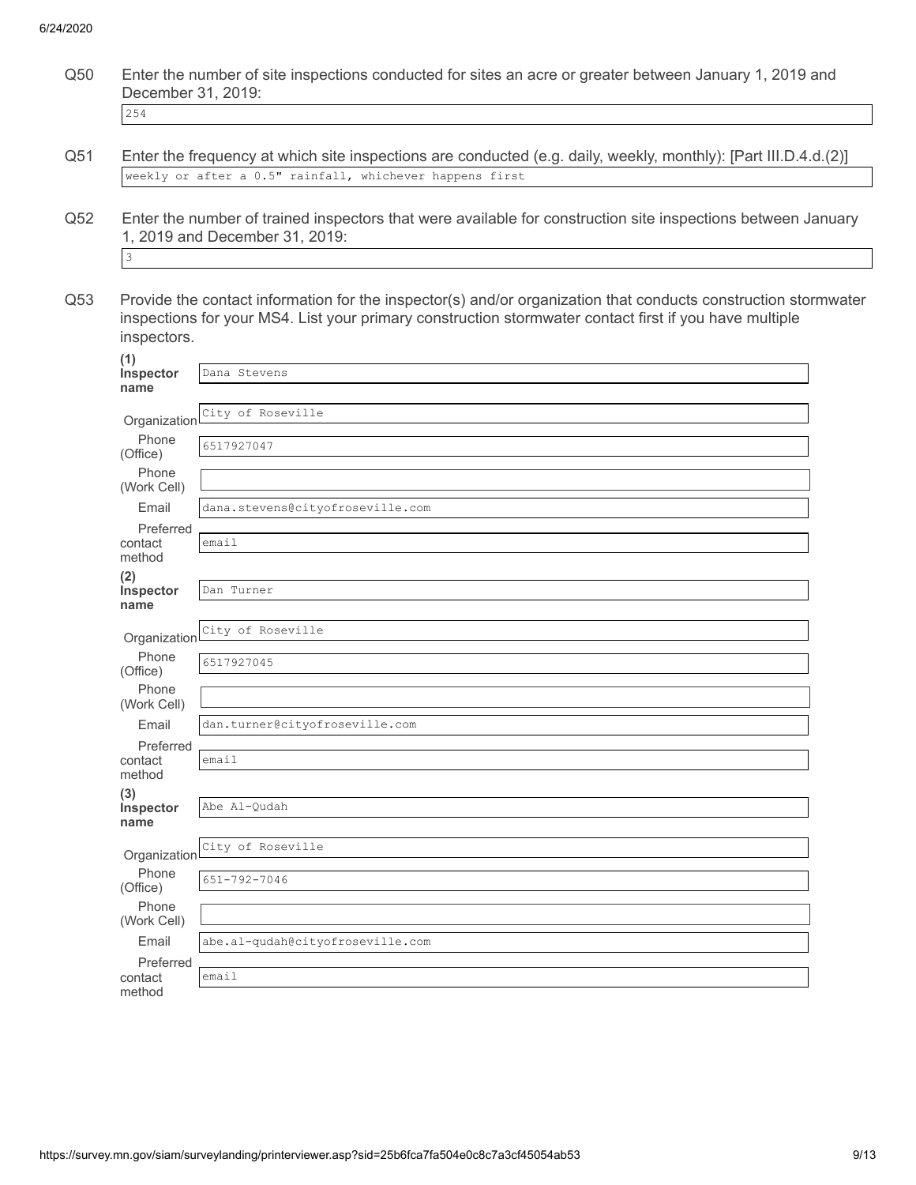Q50 Enter the number of site inspections conducted for sites an acre or greater between January 1, 2019 and December 31, 2019:

254

Q51 Enter the frequency at which site inspections are conducted (e.g. daily, weekly, monthly): [Part III.D.4.d.(2)]

weekly or after a 0.5" rainfall, whichever happens first

Q52 Enter the number of trained inspectors that were available for construction site inspections between January 1, 2019 and December 31, 2019:

3

Q53 Provide the contact information for the inspector(s) and/or organization that conducts construction stormwater inspections for your MS4. List your primary construction stormwater contact first if you have multiple inspectors.

**(1) Inspector name**: Dana Stevens

Organization: City of Roseville

Phone (Office): 6517927047

Phone (Work Cell):

Email: dana.stevens@cityofroseville.com

Preferred contact method: email

**(2) Inspector name**: Dan Turner

Organization: City of Roseville

Phone (Office): 6517927045

Phone (Work Cell):

Email: dan.turner@cityofroseville.com

Preferred contact method: email

**(3) Inspector name**: Abe Al-Qudah

Organization: City of Roseville

Phone (Office): 651-792-7046

Phone (Work Cell):

Email: abe.al-qudah@cityofroseville.com

Preferred contact method: email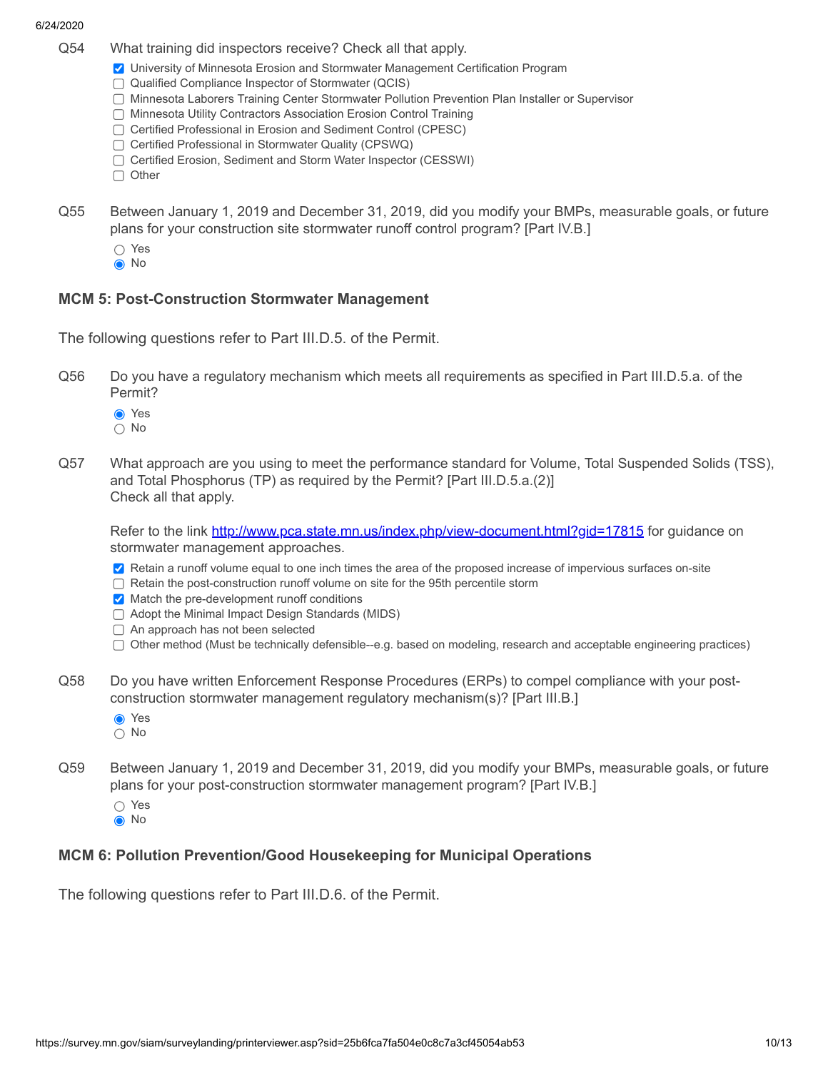Q54 What training did inspectors receive? Check all that apply.

- [x] University of Minnesota Erosion and Stormwater Management Certification Program
- [ ] Qualified Compliance Inspector of Stormwater (QCIS)
- [ ] Minnesota Laborers Training Center Stormwater Pollution Prevention Plan Installer or Supervisor
- [ ] Minnesota Utility Contractors Association Erosion Control Training
- [ ] Certified Professional in Erosion and Sediment Control (CPESC)
- [ ] Certified Professional in Stormwater Quality (CPSWQ)
- [ ] Certified Erosion, Sediment and Storm Water Inspector (CESSWI)
- [ ] Other

Q55 Between January 1, 2019 and December 31, 2019, did you modify your BMPs, measurable goals, or future plans for your construction site stormwater runoff control program? [Part IV.B.]

- ○ Yes
- ◉ No

### MCM 5: Post-Construction Stormwater Management

The following questions refer to Part III.D.5. of the Permit.

Q56 Do you have a regulatory mechanism which meets all requirements as specified in Part III.D.5.a. of the Permit?

- ◉ Yes
- ○ No

Q57 What approach are you using to meet the performance standard for Volume, Total Suspended Solids (TSS), and Total Phosphorus (TP) as required by the Permit? [Part III.D.5.a.(2)]
Check all that apply.

Refer to the link http://www.pca.state.mn.us/index.php/view-document.html?gid=17815 for guidance on stormwater management approaches.

- [x] Retain a runoff volume equal to one inch times the area of the proposed increase of impervious surfaces on-site
- [ ] Retain the post-construction runoff volume on site for the 95th percentile storm
- [x] Match the pre-development runoff conditions
- [ ] Adopt the Minimal Impact Design Standards (MIDS)
- [ ] An approach has not been selected
- [ ] Other method (Must be technically defensible--e.g. based on modeling, research and acceptable engineering practices)

Q58 Do you have written Enforcement Response Procedures (ERPs) to compel compliance with your post-construction stormwater management regulatory mechanism(s)? [Part III.B.]

- ◉ Yes
- ○ No

Q59 Between January 1, 2019 and December 31, 2019, did you modify your BMPs, measurable goals, or future plans for your post-construction stormwater management program? [Part IV.B.]

- ○ Yes
- ◉ No

### MCM 6: Pollution Prevention/Good Housekeeping for Municipal Operations

The following questions refer to Part III.D.6. of the Permit.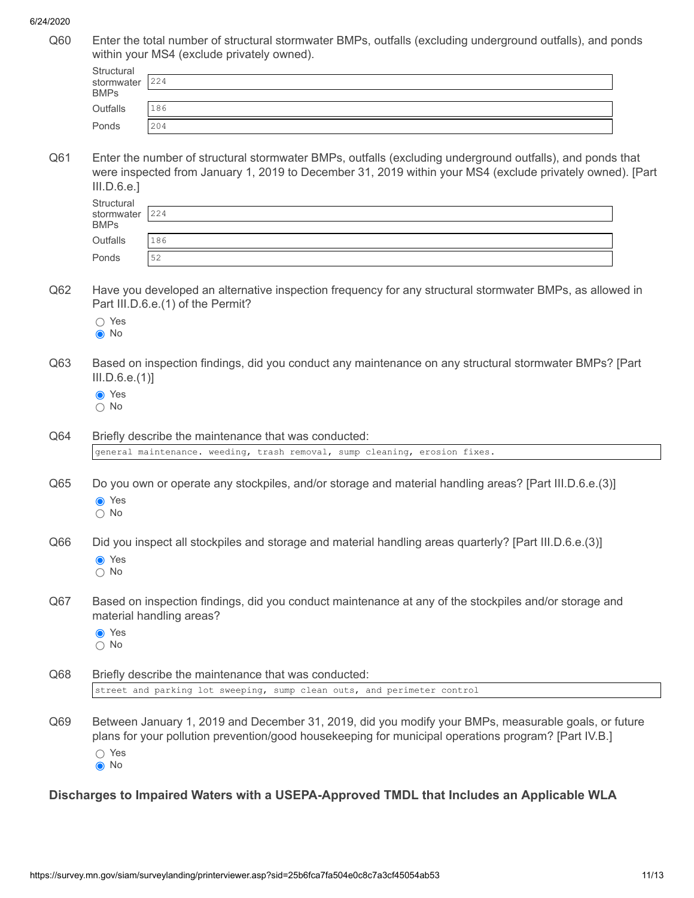Q60 Enter the total number of structural stormwater BMPs, outfalls (excluding underground outfalls), and ponds within your MS4 (exclude privately owned).

| | |
|---|---|
| Structural stormwater BMPs | 224 |
| Outfalls | 186 |
| Ponds | 204 |

Q61 Enter the number of structural stormwater BMPs, outfalls (excluding underground outfalls), and ponds that were inspected from January 1, 2019 to December 31, 2019 within your MS4 (exclude privately owned). [Part III.D.6.e.]

| | |
|---|---|
| Structural stormwater BMPs | 224 |
| Outfalls | 186 |
| Ponds | 52 |

Q62 Have you developed an alternative inspection frequency for any structural stormwater BMPs, as allowed in Part III.D.6.e.(1) of the Permit?

- ○ Yes
- ◉ No

Q63 Based on inspection findings, did you conduct any maintenance on any structural stormwater BMPs? [Part III.D.6.e.(1)]

- ◉ Yes
- ○ No

Q64 Briefly describe the maintenance that was conducted:

general maintenance. weeding, trash removal, sump cleaning, erosion fixes.

Q65 Do you own or operate any stockpiles, and/or storage and material handling areas? [Part III.D.6.e.(3)]

- ◉ Yes
- ○ No

Q66 Did you inspect all stockpiles and storage and material handling areas quarterly? [Part III.D.6.e.(3)]

- ◉ Yes
- ○ No

Q67 Based on inspection findings, did you conduct maintenance at any of the stockpiles and/or storage and material handling areas?

- ◉ Yes
- ○ No

Q68 Briefly describe the maintenance that was conducted:

street and parking lot sweeping, sump clean outs, and perimeter control

Q69 Between January 1, 2019 and December 31, 2019, did you modify your BMPs, measurable goals, or future plans for your pollution prevention/good housekeeping for municipal operations program? [Part IV.B.]

- ○ Yes
- ◉ No

## Discharges to Impaired Waters with a USEPA-Approved TMDL that Includes an Applicable WLA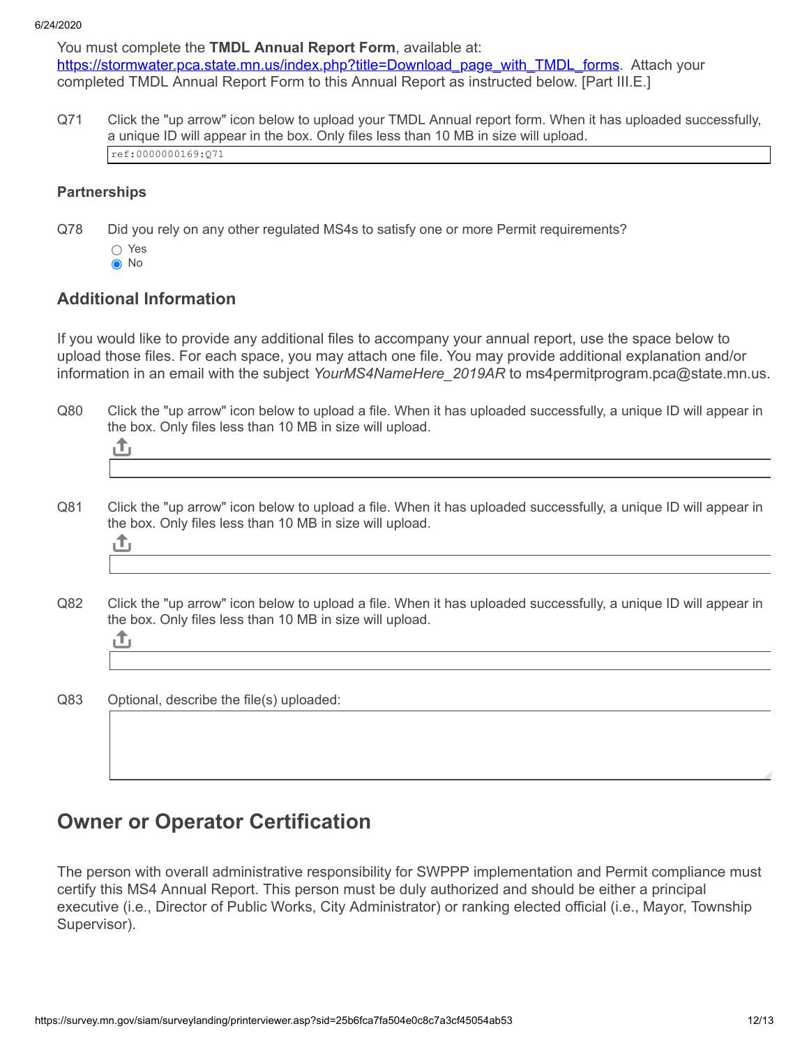You must complete the **TMDL Annual Report Form**, available at: https://stormwater.pca.state.mn.us/index.php?title=Download_page_with_TMDL_forms. Attach your completed TMDL Annual Report Form to this Annual Report as instructed below. [Part III.E.]

Q71 Click the "up arrow" icon below to upload your TMDL Annual report form. When it has uploaded successfully, a unique ID will appear in the box. Only files less than 10 MB in size will upload.

ref:0000000169:Q71

### Partnerships

Q78 Did you rely on any other regulated MS4s to satisfy one or more Permit requirements?

- ○ Yes
- ◉ No

## Additional Information

If you would like to provide any additional files to accompany your annual report, use the space below to upload those files. For each space, you may attach one file. You may provide additional explanation and/or information in an email with the subject *YourMS4NameHere_2019AR* to ms4permitprogram.pca@state.mn.us.

Q80 Click the "up arrow" icon below to upload a file. When it has uploaded successfully, a unique ID will appear in the box. Only files less than 10 MB in size will upload.

Q81 Click the "up arrow" icon below to upload a file. When it has uploaded successfully, a unique ID will appear in the box. Only files less than 10 MB in size will upload.

Q82 Click the "up arrow" icon below to upload a file. When it has uploaded successfully, a unique ID will appear in the box. Only files less than 10 MB in size will upload.

Q83 Optional, describe the file(s) uploaded:

# Owner or Operator Certification

The person with overall administrative responsibility for SWPPP implementation and Permit compliance must certify this MS4 Annual Report. This person must be duly authorized and should be either a principal executive (i.e., Director of Public Works, City Administrator) or ranking elected official (i.e., Mayor, Township Supervisor).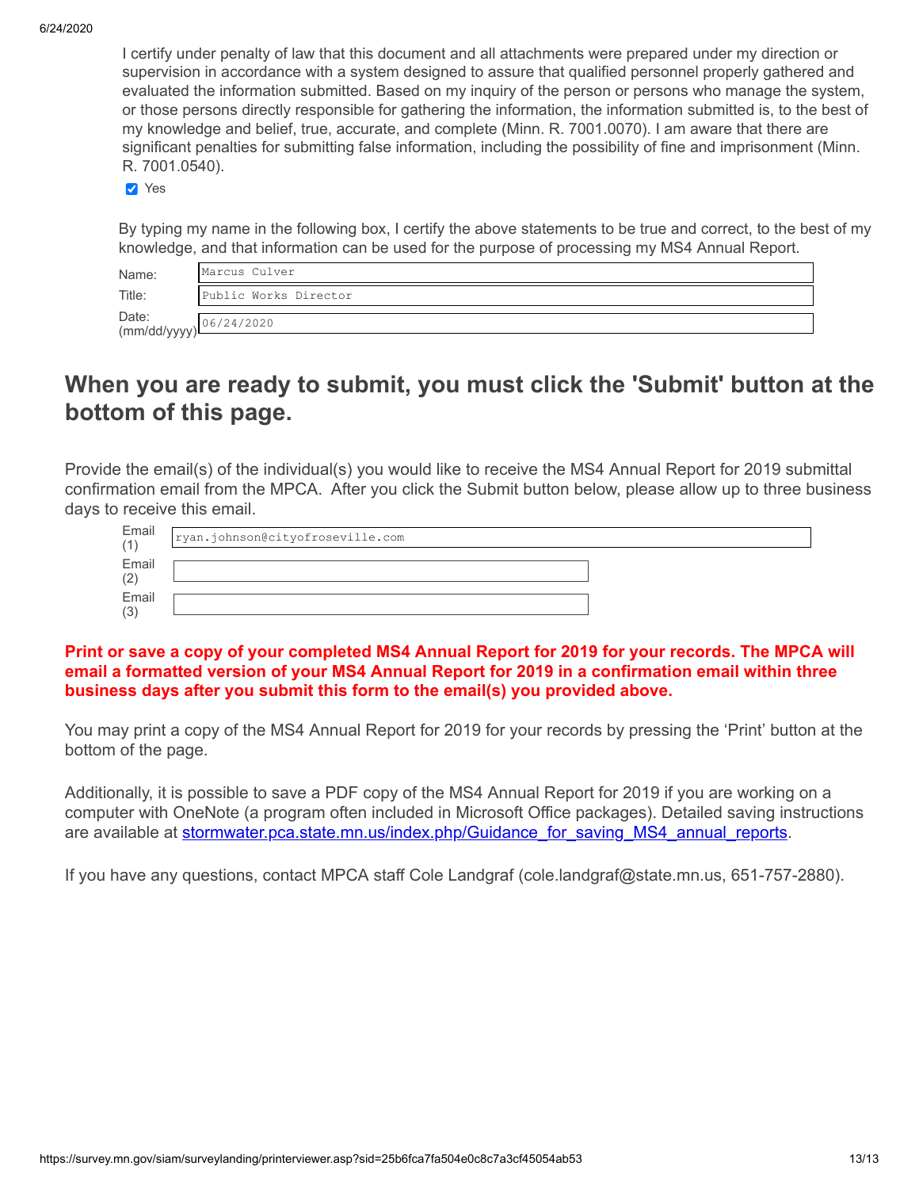I certify under penalty of law that this document and all attachments were prepared under my direction or supervision in accordance with a system designed to assure that qualified personnel properly gathered and evaluated the information submitted. Based on my inquiry of the person or persons who manage the system, or those persons directly responsible for gathering the information, the information submitted is, to the best of my knowledge and belief, true, accurate, and complete (Minn. R. 7001.0070). I am aware that there are significant penalties for submitting false information, including the possibility of fine and imprisonment (Minn. R. 7001.0540).

- [x] Yes

By typing my name in the following box, I certify the above statements to be true and correct, to the best of my knowledge, and that information can be used for the purpose of processing my MS4 Annual Report.

| | |
|---|---|
| Name: | Marcus Culver |
| Title: | Public Works Director |
| Date: (mm/dd/yyyy) | 06/24/2020 |

## When you are ready to submit, you must click the 'Submit' button at the bottom of this page.

Provide the email(s) of the individual(s) you would like to receive the MS4 Annual Report for 2019 submittal confirmation email from the MPCA. After you click the Submit button below, please allow up to three business days to receive this email.

| | |
|---|---|
| Email (1) | ryan.johnson@cityofroseville.com |
| Email (2) | |
| Email (3) | |

**Print or save a copy of your completed MS4 Annual Report for 2019 for your records. The MPCA will email a formatted version of your MS4 Annual Report for 2019 in a confirmation email within three business days after you submit this form to the email(s) you provided above.**

You may print a copy of the MS4 Annual Report for 2019 for your records by pressing the 'Print' button at the bottom of the page.

Additionally, it is possible to save a PDF copy of the MS4 Annual Report for 2019 if you are working on a computer with OneNote (a program often included in Microsoft Office packages). Detailed saving instructions are available at stormwater.pca.state.mn.us/index.php/Guidance_for_saving_MS4_annual_reports.

If you have any questions, contact MPCA staff Cole Landgraf (cole.landgraf@state.mn.us, 651-757-2880).